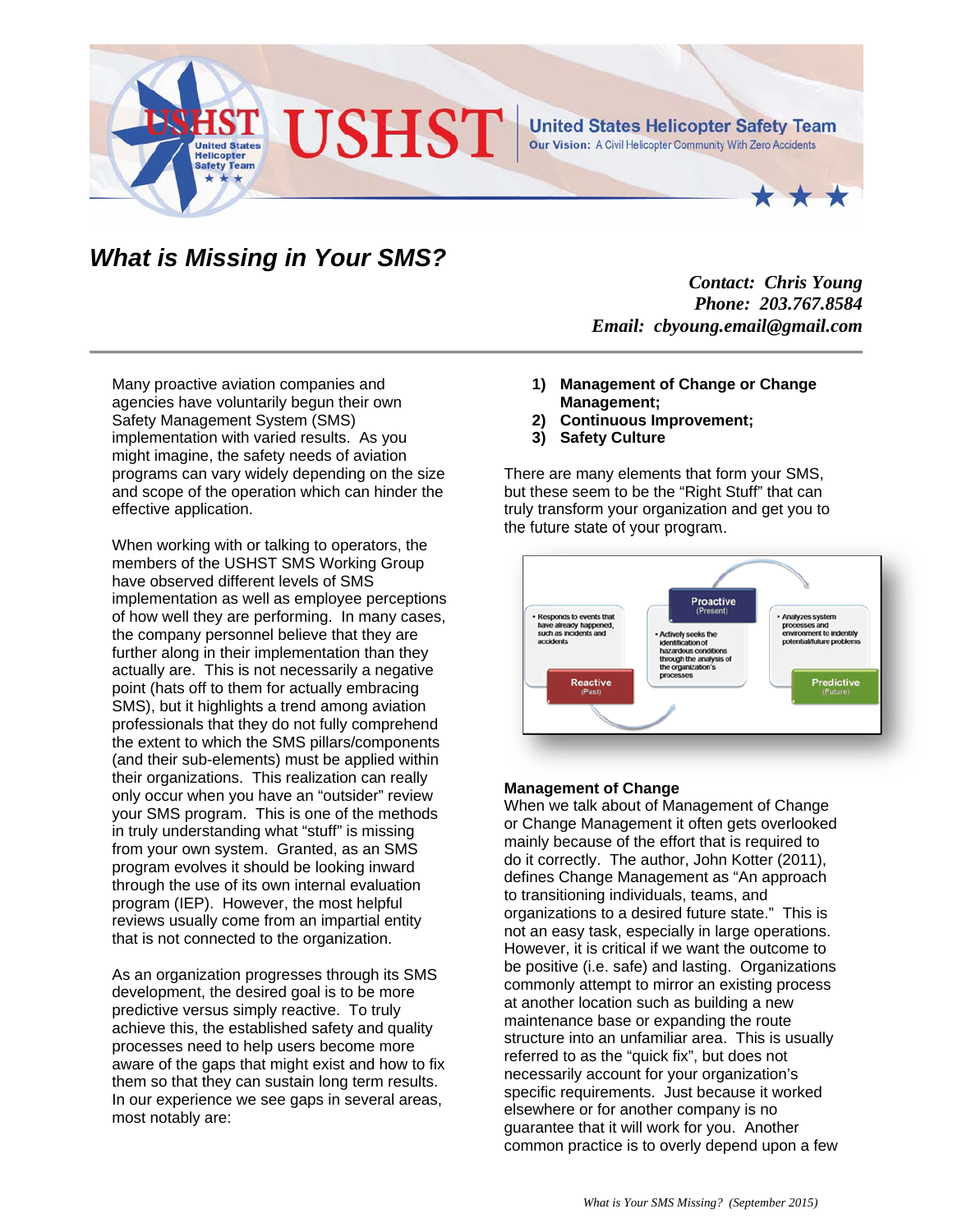# USHST

**United States Helicopter Safety Team**

**Our Vision:** A Civil Helicopter Community With Zero Accidents

## *What is Missing in Your SMS?*

***Contact: Chris Young***
***Phone: 203.767.8584***
***Email: cbyoung.email@gmail.com***

---

Many proactive aviation companies and agencies have voluntarily begun their own Safety Management System (SMS) implementation with varied results. As you might imagine, the safety needs of aviation programs can vary widely depending on the size and scope of the operation which can hinder the effective application.

When working with or talking to operators, the members of the USHST SMS Working Group have observed different levels of SMS implementation as well as employee perceptions of how well they are performing. In many cases, the company personnel believe that they are further along in their implementation than they actually are. This is not necessarily a negative point (hats off to them for actually embracing SMS), but it highlights a trend among aviation professionals that they do not fully comprehend the extent to which the SMS pillars/components (and their sub-elements) must be applied within their organizations. This realization can really only occur when you have an "outsider" review your SMS program. This is one of the methods in truly understanding what "stuff" is missing from your own system. Granted, as an SMS program evolves it should be looking inward through the use of its own internal evaluation program (IEP). However, the most helpful reviews usually come from an impartial entity that is not connected to the organization.

As an organization progresses through its SMS development, the desired goal is to be more predictive versus simply reactive. To truly achieve this, the established safety and quality processes need to help users become more aware of the gaps that might exist and how to fix them so that they can sustain long term results. In our experience we see gaps in several areas, most notably are:

1) **Management of Change or Change Management;**
2) **Continuous Improvement;**
3) **Safety Culture**

There are many elements that form your SMS, but these seem to be the "Right Stuff" that can truly transform your organization and get you to the future state of your program.

- **Reactive** (Past): Responds to events that have already happened, such as incidents and accidents
- **Proactive** (Present): Actively seeks the identification of hazardous conditions through the analysis of the organization's processes
- **Predictive** (Future): Analyzes system processes and environment to indentify potential/future problems

### Management of Change

When we talk about of Management of Change or Change Management it often gets overlooked mainly because of the effort that is required to do it correctly. The author, John Kotter (2011), defines Change Management as "An approach to transitioning individuals, teams, and organizations to a desired future state." This is not an easy task, especially in large operations. However, it is critical if we want the outcome to be positive (i.e. safe) and lasting. Organizations commonly attempt to mirror an existing process at another location such as building a new maintenance base or expanding the route structure into an unfamiliar area. This is usually referred to as the "quick fix", but does not necessarily account for your organization's specific requirements. Just because it worked elsewhere or for another company is no guarantee that it will work for you. Another common practice is to overly depend upon a few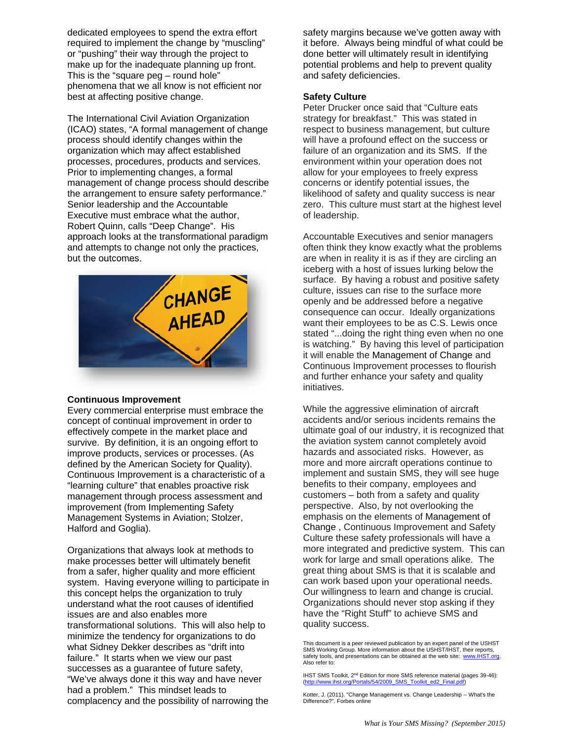dedicated employees to spend the extra effort required to implement the change by "muscling" or "pushing" their way through the project to make up for the inadequate planning up front. This is the "square peg – round hole" phenomena that we all know is not efficient nor best at affecting positive change.

The International Civil Aviation Organization (ICAO) states, "A formal management of change process should identify changes within the organization which may affect established processes, procedures, products and services. Prior to implementing changes, a formal management of change process should describe the arrangement to ensure safety performance." Senior leadership and the Accountable Executive must embrace what the author, Robert Quinn, calls "Deep Change". His approach looks at the transformational paradigm and attempts to change not only the practices, but the outcomes.

### Continuous Improvement

Every commercial enterprise must embrace the concept of continual improvement in order to effectively compete in the market place and survive. By definition, it is an ongoing effort to improve products, services or processes. (As defined by the American Society for Quality). Continuous Improvement is a characteristic of a "learning culture" that enables proactive risk management through process assessment and improvement (from Implementing Safety Management Systems in Aviation; Stolzer, Halford and Goglia).

Organizations that always look at methods to make processes better will ultimately benefit from a safer, higher quality and more efficient system. Having everyone willing to participate in this concept helps the organization to truly understand what the root causes of identified issues are and also enables more transformational solutions. This will also help to minimize the tendency for organizations to do what Sidney Dekker describes as "drift into failure." It starts when we view our past successes as a guarantee of future safety, "We've always done it this way and have never had a problem." This mindset leads to complacency and the possibility of narrowing the safety margins because we've gotten away with it before. Always being mindful of what could be done better will ultimately result in identifying potential problems and help to prevent quality and safety deficiencies.

### Safety Culture

Peter Drucker once said that "Culture eats strategy for breakfast." This was stated in respect to business management, but culture will have a profound effect on the success or failure of an organization and its SMS. If the environment within your operation does not allow for your employees to freely express concerns or identify potential issues, the likelihood of safety and quality success is near zero. This culture must start at the highest level of leadership.

Accountable Executives and senior managers often think they know exactly what the problems are when in reality it is as if they are circling an iceberg with a host of issues lurking below the surface. By having a robust and positive safety culture, issues can rise to the surface more openly and be addressed before a negative consequence can occur. Ideally organizations want their employees to be as C.S. Lewis once stated "...doing the right thing even when no one is watching." By having this level of participation it will enable the Management of Change and Continuous Improvement processes to flourish and further enhance your safety and quality initiatives.

While the aggressive elimination of aircraft accidents and/or serious incidents remains the ultimate goal of our industry, it is recognized that the aviation system cannot completely avoid hazards and associated risks. However, as more and more aircraft operations continue to implement and sustain SMS, they will see huge benefits to their company, employees and customers – both from a safety and quality perspective. Also, by not overlooking the emphasis on the elements of Management of Change , Continuous Improvement and Safety Culture these safety professionals will have a more integrated and predictive system. This can work for large and small operations alike. The great thing about SMS is that it is scalable and can work based upon your operational needs. Our willingness to learn and change is crucial. Organizations should never stop asking if they have the "Right Stuff" to achieve SMS and quality success.

This document is a peer reviewed publication by an expert panel of the USHST SMS Working Group. More information about the USHST/IHST, their reports, safety tools, and presentations can be obtained at the web site: www.IHST.org. Also refer to:

IHST SMS Toolkit, 2nd Edition for more SMS reference material (pages 39-46): (http://www.ihst.org/Portals/54/2009_SMS_Toolkit_ed2_Final.pdf)

Kotter, J. (2011). "Change Management vs. Change Leadership -- What's the Difference?". Forbes online